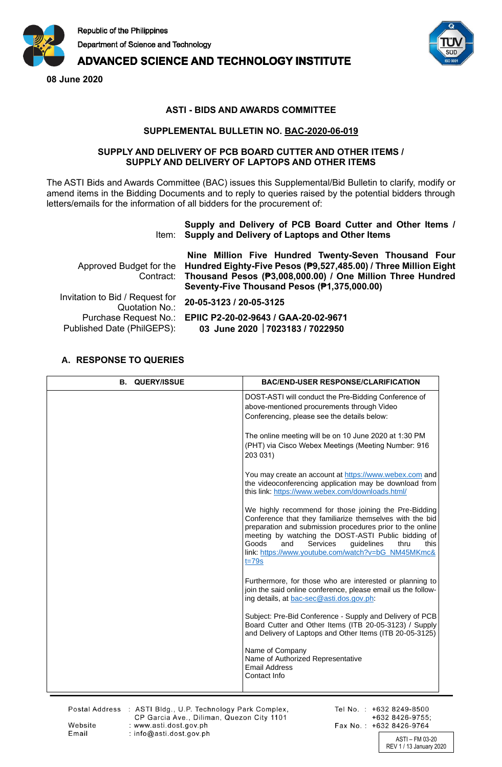Republic of the Philippines
Department of Science and Technology
**ADVANCED SCIENCE AND TECHNOLOGY INSTITUTE**

**08 June 2020**

**ASTI - BIDS AND AWARDS COMMITTEE**

**SUPPLEMENTAL BULLETIN NO. BAC-2020-06-019**

**SUPPLY AND DELIVERY OF PCB BOARD CUTTER AND OTHER ITEMS / SUPPLY AND DELIVERY OF LAPTOPS AND OTHER ITEMS**

The ASTI Bids and Awards Committee (BAC) issues this Supplemental/Bid Bulletin to clarify, modify or amend items in the Bidding Documents and to reply to queries raised by the potential bidders through letters/emails for the information of all bidders for the procurement of:

| | |
|---|---|
| Item: | **Supply and Delivery of PCB Board Cutter and Other Items / Supply and Delivery of Laptops and Other Items** |
| Approved Budget for the Contract: | **Nine Million Five Hundred Twenty-Seven Thousand Four Hundred Eighty-Five Pesos (₱9,527,485.00) / Three Million Eight Thousand Pesos (₱3,008,000.00) / One Million Three Hundred Seventy-Five Thousand Pesos (₱1,375,000.00)** |
| Invitation to Bid / Request for Quotation No.: | **20-05-3123 / 20-05-3125** |
| Purchase Request No.: | **EPIIC P2-20-02-9643 / GAA-20-02-9671** |
| Published Date (PhilGEPS): | **03 June 2020 \| 7023183 / 7022950** |

## A. RESPONSE TO QUERIES

| B. QUERY/ISSUE | BAC/END-USER RESPONSE/CLARIFICATION |
|---|---|
| | DOST-ASTI will conduct the Pre-Bidding Conference of above-mentioned procurements through Video Conferencing, please see the details below:<br><br>The online meeting will be on 10 June 2020 at 1:30 PM (PHT) via Cisco Webex Meetings (Meeting Number: 916 203 031)<br><br>You may create an account at https://www.webex.com and the videoconferencing application may be download from this link: https://www.webex.com/downloads.html/<br><br>We highly recommend for those joining the Pre-Bidding Conference that they familiarize themselves with the bid preparation and submission procedures prior to the online meeting by watching the DOST-ASTI Public bidding of Goods and Services guidelines thru this link: https://www.youtube.com/watch?v=bG_NM45MKmc&t=79s<br><br>Furthermore, for those who are interested or planning to join the said online conference, please email us the following details, at bac-sec@asti.dos.gov.ph:<br><br>Subject: Pre-Bid Conference - Supply and Delivery of PCB Board Cutter and Other Items (ITB 20-05-3123) / Supply and Delivery of Laptops and Other Items (ITB 20-05-3125)<br><br>Name of Company<br>Name of Authorized Representative<br>Email Address<br>Contact Info |

Postal Address : ASTI Bldg., U.P. Technology Park Complex, CP Garcia Ave., Diliman, Quezon City 1101
Website : www.asti.dost.gov.ph
Email : info@asti.dost.gov.ph
Tel No. : +632 8249-8500 +632 8426-9755;
Fax No. : +632 8426-9764

ASTI – FM 03-20
REV 1 / 13 January 2020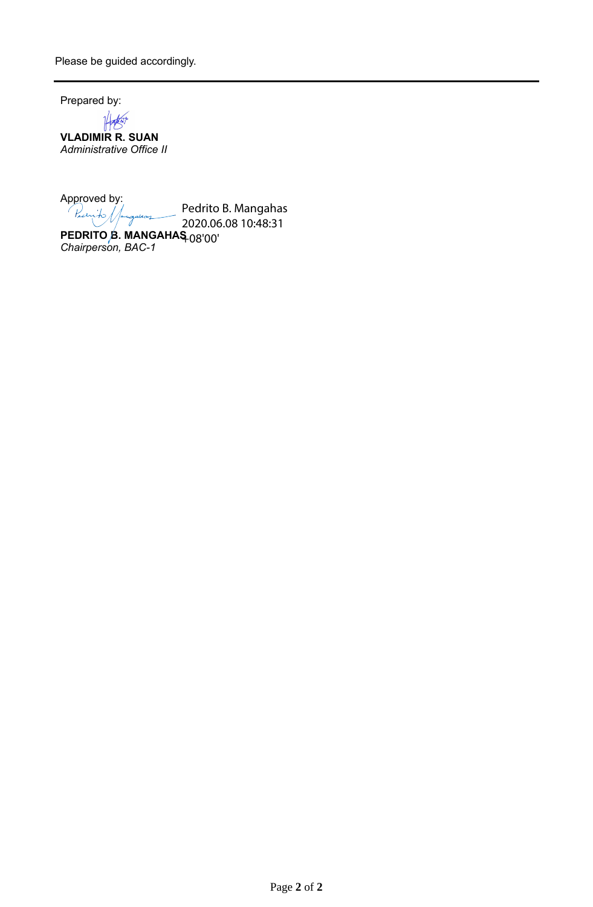Please be guided accordingly.

---

Prepared by:

**VLADIMIR R. SUAN**
*Administrative Office II*

Approved by:

Pedrito B. Mangahas
2020.06.08 10:48:31
+08'00'

**PEDRITO B. MANGAHAS**
*Chairperson, BAC-1*